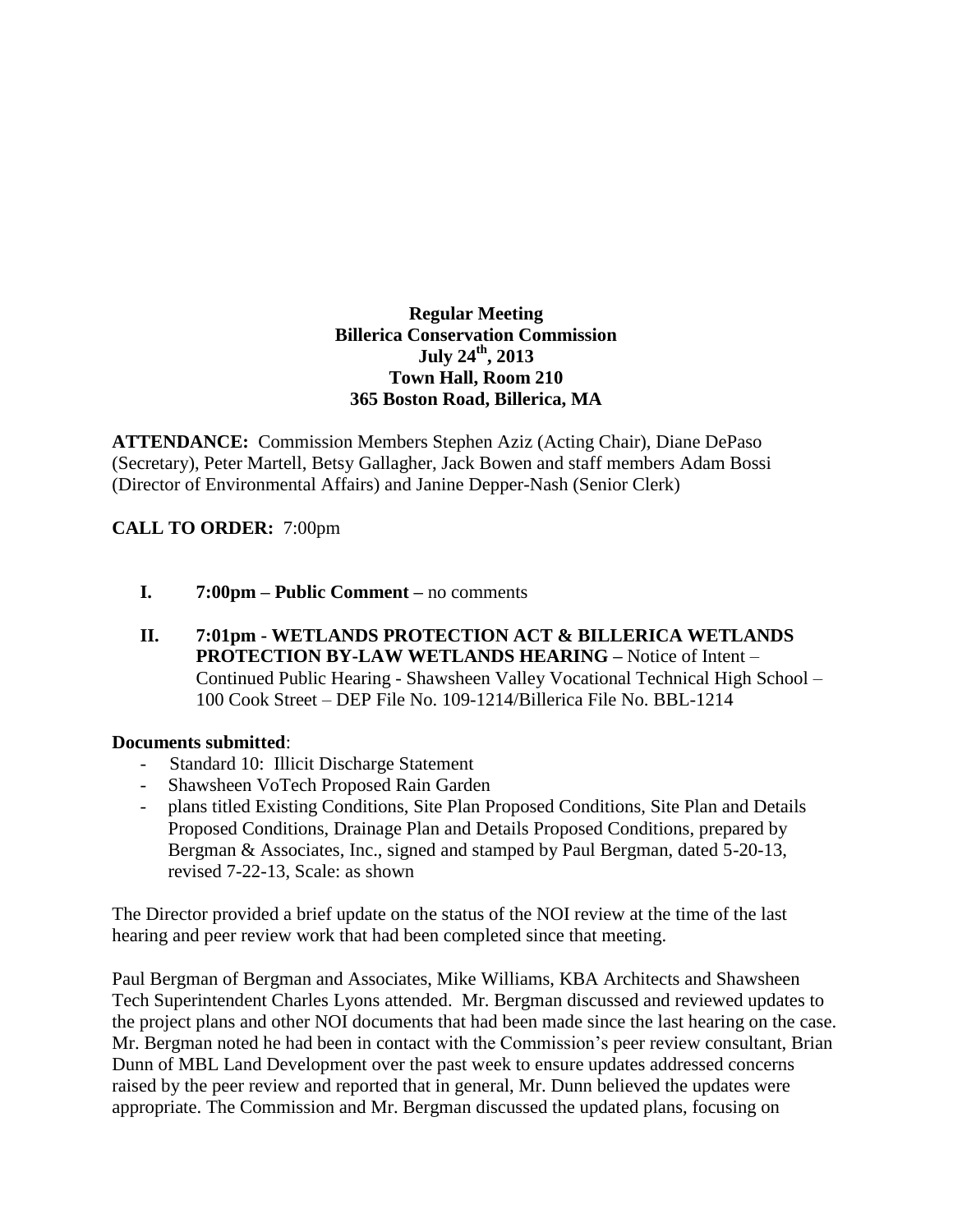**Regular Meeting**
**Billerica Conservation Commission**
**July 24th, 2013**
**Town Hall, Room 210**
**365 Boston Road, Billerica, MA**

**ATTENDANCE:** Commission Members Stephen Aziz (Acting Chair), Diane DePaso (Secretary), Peter Martell, Betsy Gallagher, Jack Bowen and staff members Adam Bossi (Director of Environmental Affairs) and Janine Depper-Nash (Senior Clerk)

**CALL TO ORDER:** 7:00pm

**I. 7:00pm – Public Comment –** no comments

**II. 7:01pm - WETLANDS PROTECTION ACT & BILLERICA WETLANDS PROTECTION BY-LAW WETLANDS HEARING –** Notice of Intent – Continued Public Hearing - Shawsheen Valley Vocational Technical High School – 100 Cook Street – DEP File No. 109-1214/Billerica File No. BBL-1214

**Documents submitted**:

- Standard 10: Illicit Discharge Statement
- Shawsheen VoTech Proposed Rain Garden
- plans titled Existing Conditions, Site Plan Proposed Conditions, Site Plan and Details Proposed Conditions, Drainage Plan and Details Proposed Conditions, prepared by Bergman & Associates, Inc., signed and stamped by Paul Bergman, dated 5-20-13, revised 7-22-13, Scale: as shown

The Director provided a brief update on the status of the NOI review at the time of the last hearing and peer review work that had been completed since that meeting.

Paul Bergman of Bergman and Associates, Mike Williams, KBA Architects and Shawsheen Tech Superintendent Charles Lyons attended. Mr. Bergman discussed and reviewed updates to the project plans and other NOI documents that had been made since the last hearing on the case. Mr. Bergman noted he had been in contact with the Commission's peer review consultant, Brian Dunn of MBL Land Development over the past week to ensure updates addressed concerns raised by the peer review and reported that in general, Mr. Dunn believed the updates were appropriate. The Commission and Mr. Bergman discussed the updated plans, focusing on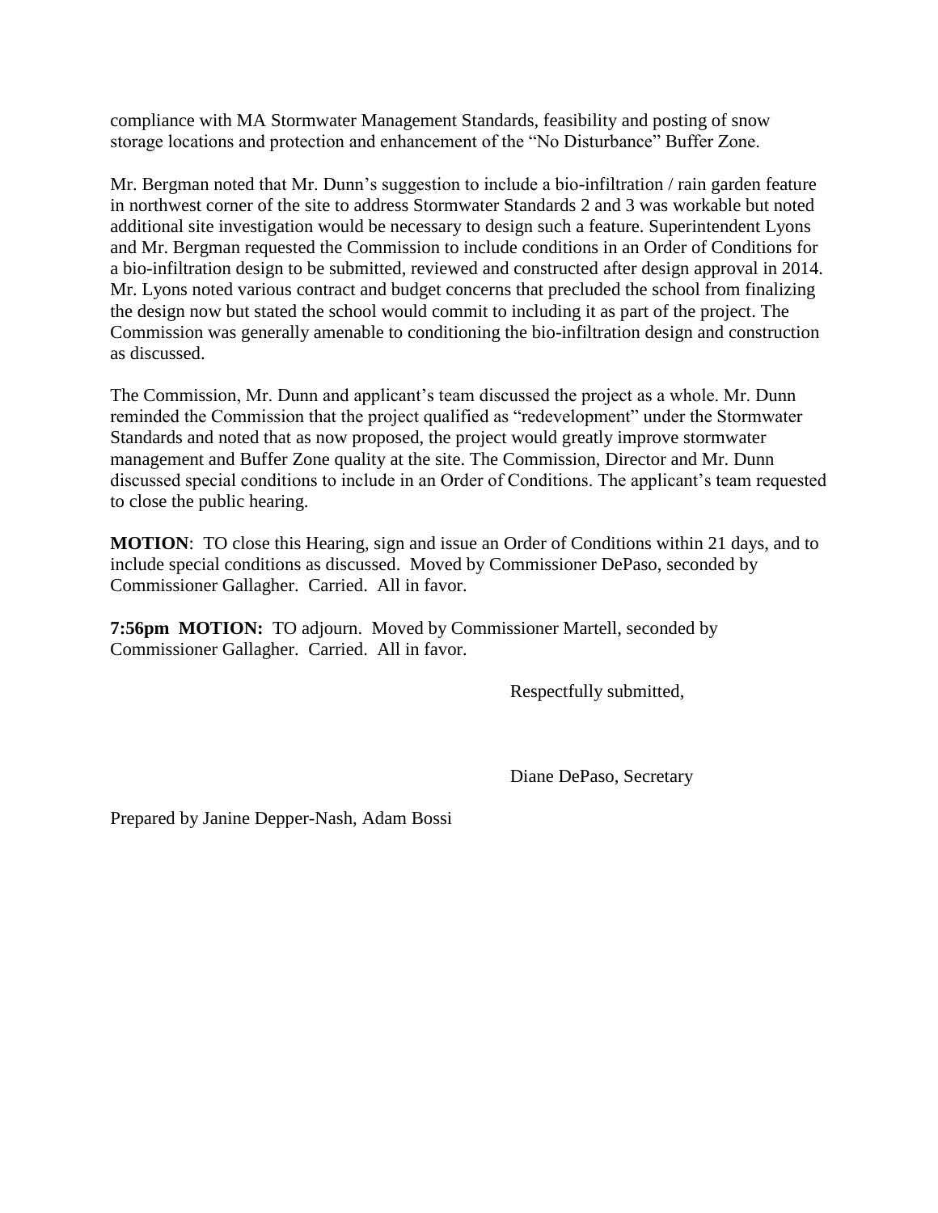compliance with MA Stormwater Management Standards, feasibility and posting of snow storage locations and protection and enhancement of the "No Disturbance" Buffer Zone.

Mr. Bergman noted that Mr. Dunn's suggestion to include a bio-infiltration / rain garden feature in northwest corner of the site to address Stormwater Standards 2 and 3 was workable but noted additional site investigation would be necessary to design such a feature. Superintendent Lyons and Mr. Bergman requested the Commission to include conditions in an Order of Conditions for a bio-infiltration design to be submitted, reviewed and constructed after design approval in 2014. Mr. Lyons noted various contract and budget concerns that precluded the school from finalizing the design now but stated the school would commit to including it as part of the project. The Commission was generally amenable to conditioning the bio-infiltration design and construction as discussed.

The Commission, Mr. Dunn and applicant's team discussed the project as a whole. Mr. Dunn reminded the Commission that the project qualified as "redevelopment" under the Stormwater Standards and noted that as now proposed, the project would greatly improve stormwater management and Buffer Zone quality at the site. The Commission, Director and Mr. Dunn discussed special conditions to include in an Order of Conditions. The applicant's team requested to close the public hearing.

**MOTION**: TO close this Hearing, sign and issue an Order of Conditions within 21 days, and to include special conditions as discussed. Moved by Commissioner DePaso, seconded by Commissioner Gallagher. Carried. All in favor.

**7:56pm MOTION:** TO adjourn. Moved by Commissioner Martell, seconded by Commissioner Gallagher. Carried. All in favor.

Respectfully submitted,

Diane DePaso, Secretary

Prepared by Janine Depper-Nash, Adam Bossi